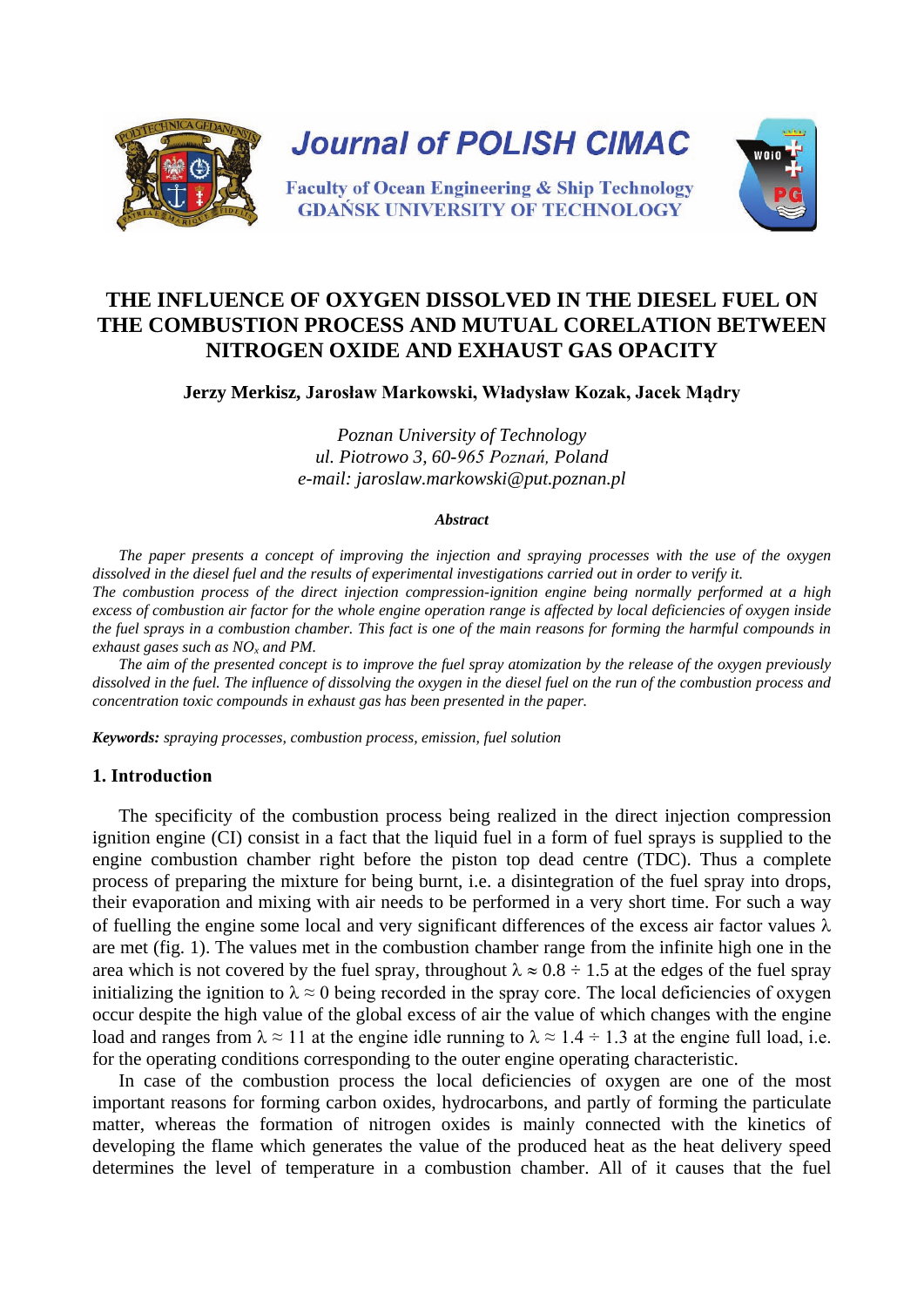# THE INFLUENCE OF OXYGEN DISSOLVED IN THE DIESEL FUEL ON THE COMBUSTION PROCESS AND MUTUAL CORELATION BETWEEN NITROGEN OXIDE AND EXHAUST GAS OPACITY

**Jerzy Merkisz, Jarosław Markowski, Władysław Kozak, Jacek Mądry**

*Poznan University of Technology*
*ul. Piotrowo 3, 60-965 Poznań, Poland*
*e-mail: jaroslaw.markowski@put.poznan.pl*

***Abstract***

*The paper presents a concept of improving the injection and spraying processes with the use of the oxygen dissolved in the diesel fuel and the results of experimental investigations carried out in order to verify it.*
*The combustion process of the direct injection compression-ignition engine being normally performed at a high excess of combustion air factor for the whole engine operation range is affected by local deficiencies of oxygen inside the fuel sprays in a combustion chamber. This fact is one of the main reasons for forming the harmful compounds in exhaust gases such as $NO_x$ and PM.*

*The aim of the presented concept is to improve the fuel spray atomization by the release of the oxygen previously dissolved in the fuel. The influence of dissolving the oxygen in the diesel fuel on the run of the combustion process and concentration toxic compounds in exhaust gas has been presented in the paper.*

***Keywords:*** *spraying processes, combustion process, emission, fuel solution*

## 1. Introduction

The specificity of the combustion process being realized in the direct injection compression ignition engine (CI) consist in a fact that the liquid fuel in a form of fuel sprays is supplied to the engine combustion chamber right before the piston top dead centre (TDC). Thus a complete process of preparing the mixture for being burnt, i.e. a disintegration of the fuel spray into drops, their evaporation and mixing with air needs to be performed in a very short time. For such a way of fuelling the engine some local and very significant differences of the excess air factor values $\lambda$ are met (fig. 1). The values met in the combustion chamber range from the infinite high one in the area which is not covered by the fuel spray, throughout $\lambda \approx 0.8 \div 1.5$ at the edges of the fuel spray initializing the ignition to $\lambda \approx 0$ being recorded in the spray core. The local deficiencies of oxygen occur despite the high value of the global excess of air the value of which changes with the engine load and ranges from $\lambda \approx 11$ at the engine idle running to $\lambda \approx 1.4 \div 1.3$ at the engine full load, i.e. for the operating conditions corresponding to the outer engine operating characteristic.

In case of the combustion process the local deficiencies of oxygen are one of the most important reasons for forming carbon oxides, hydrocarbons, and partly of forming the particulate matter, whereas the formation of nitrogen oxides is mainly connected with the kinetics of developing the flame which generates the value of the produced heat as the heat delivery speed determines the level of temperature in a combustion chamber. All of it causes that the fuel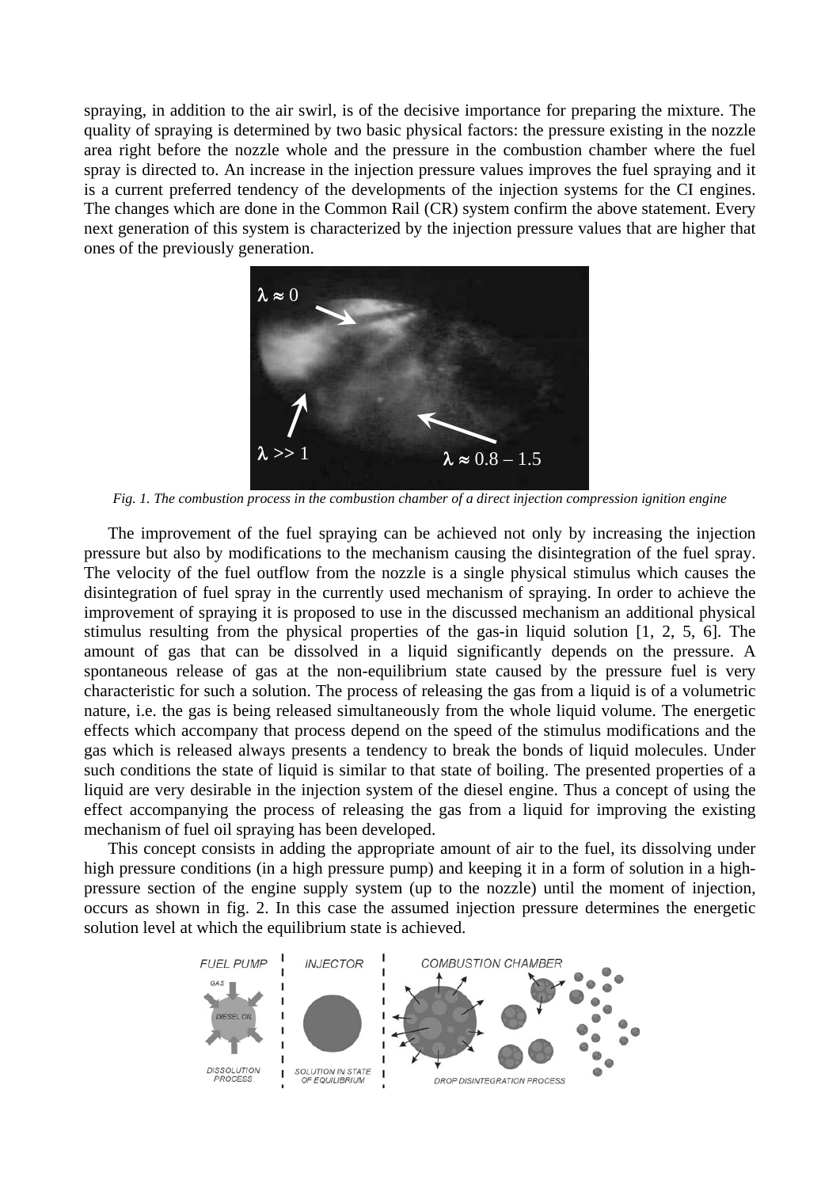spraying, in addition to the air swirl, is of the decisive importance for preparing the mixture. The quality of spraying is determined by two basic physical factors: the pressure existing in the nozzle area right before the nozzle whole and the pressure in the combustion chamber where the fuel spray is directed to. An increase in the injection pressure values improves the fuel spraying and it is a current preferred tendency of the developments of the injection systems for the CI engines. The changes which are done in the Common Rail (CR) system confirm the above statement. Every next generation of this system is characterized by the injection pressure values that are higher that ones of the previously generation.

*Fig. 1. The combustion process in the combustion chamber of a direct injection compression ignition engine*

The improvement of the fuel spraying can be achieved not only by increasing the injection pressure but also by modifications to the mechanism causing the disintegration of the fuel spray. The velocity of the fuel outflow from the nozzle is a single physical stimulus which causes the disintegration of fuel spray in the currently used mechanism of spraying. In order to achieve the improvement of spraying it is proposed to use in the discussed mechanism an additional physical stimulus resulting from the physical properties of the gas-in liquid solution [1, 2, 5, 6]. The amount of gas that can be dissolved in a liquid significantly depends on the pressure. A spontaneous release of gas at the non-equilibrium state caused by the pressure fuel is very characteristic for such a solution. The process of releasing the gas from a liquid is of a volumetric nature, i.e. the gas is being released simultaneously from the whole liquid volume. The energetic effects which accompany that process depend on the speed of the stimulus modifications and the gas which is released always presents a tendency to break the bonds of liquid molecules. Under such conditions the state of liquid is similar to that state of boiling. The presented properties of a liquid are very desirable in the injection system of the diesel engine. Thus a concept of using the effect accompanying the process of releasing the gas from a liquid for improving the existing mechanism of fuel oil spraying has been developed.

This concept consists in adding the appropriate amount of air to the fuel, its dissolving under high pressure conditions (in a high pressure pump) and keeping it in a form of solution in a high-pressure section of the engine supply system (up to the nozzle) until the moment of injection, occurs as shown in fig. 2. In this case the assumed injection pressure determines the energetic solution level at which the equilibrium state is achieved.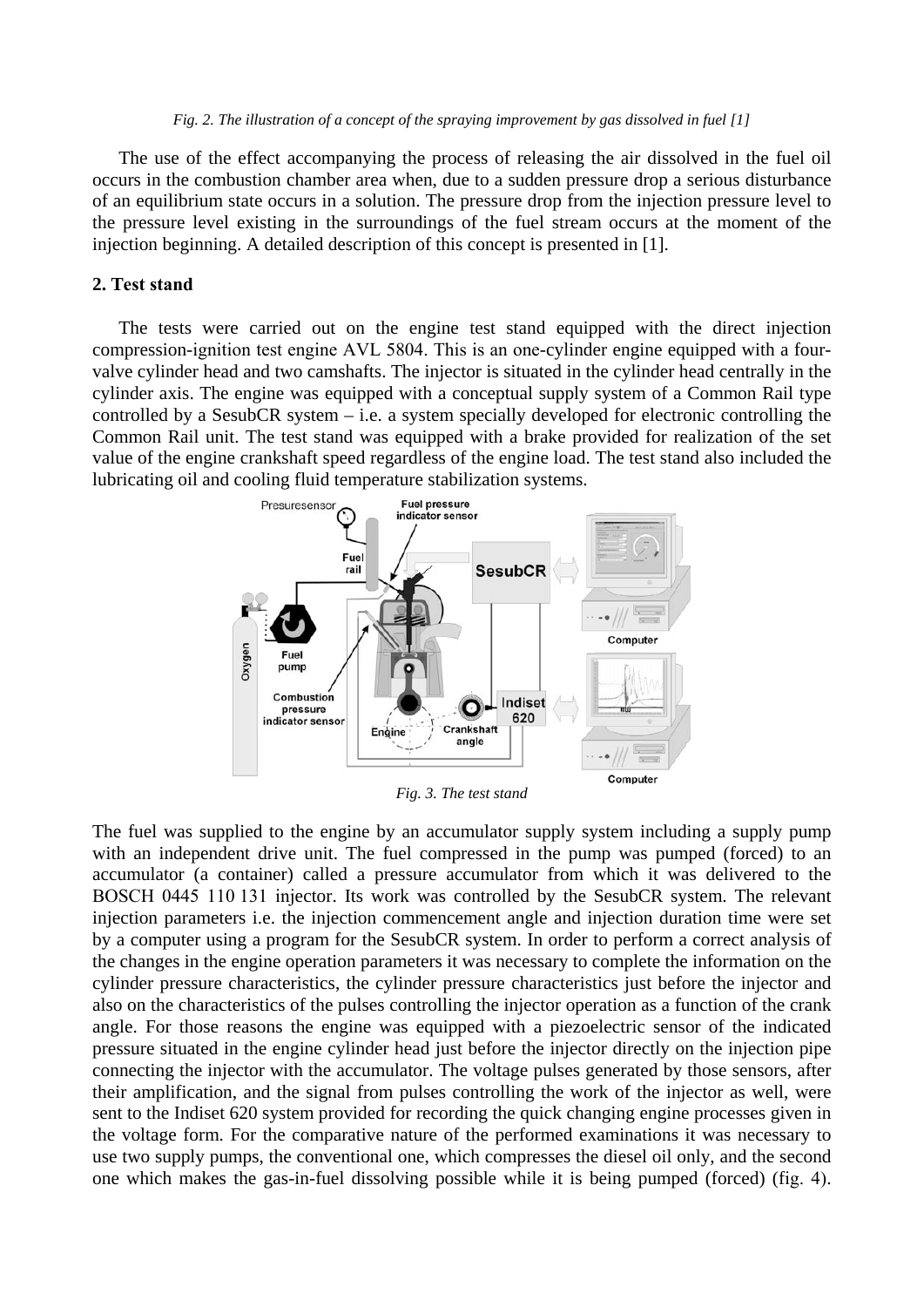*Fig. 2. The illustration of a concept of the spraying improvement by gas dissolved in fuel [1]*

The use of the effect accompanying the process of releasing the air dissolved in the fuel oil occurs in the combustion chamber area when, due to a sudden pressure drop a serious disturbance of an equilibrium state occurs in a solution. The pressure drop from the injection pressure level to the pressure level existing in the surroundings of the fuel stream occurs at the moment of the injection beginning. A detailed description of this concept is presented in [1].

## 2. Test stand

The tests were carried out on the engine test stand equipped with the direct injection compression-ignition test engine AVL 5804. This is an one-cylinder engine equipped with a four-valve cylinder head and two camshafts. The injector is situated in the cylinder head centrally in the cylinder axis. The engine was equipped with a conceptual supply system of a Common Rail type controlled by a SesubCR system – i.e. a system specially developed for electronic controlling the Common Rail unit. The test stand was equipped with a brake provided for realization of the set value of the engine crankshaft speed regardless of the engine load. The test stand also included the lubricating oil and cooling fluid temperature stabilization systems.

*Fig. 3. The test stand*

The fuel was supplied to the engine by an accumulator supply system including a supply pump with an independent drive unit. The fuel compressed in the pump was pumped (forced) to an accumulator (a container) called a pressure accumulator from which it was delivered to the BOSCH 0445 110 131 injector. Its work was controlled by the SesubCR system. The relevant injection parameters i.e. the injection commencement angle and injection duration time were set by a computer using a program for the SesubCR system. In order to perform a correct analysis of the changes in the engine operation parameters it was necessary to complete the information on the cylinder pressure characteristics, the cylinder pressure characteristics just before the injector and also on the characteristics of the pulses controlling the injector operation as a function of the crank angle. For those reasons the engine was equipped with a piezoelectric sensor of the indicated pressure situated in the engine cylinder head just before the injector directly on the injection pipe connecting the injector with the accumulator. The voltage pulses generated by those sensors, after their amplification, and the signal from pulses controlling the work of the injector as well, were sent to the Indiset 620 system provided for recording the quick changing engine processes given in the voltage form. For the comparative nature of the performed examinations it was necessary to use two supply pumps, the conventional one, which compresses the diesel oil only, and the second one which makes the gas-in-fuel dissolving possible while it is being pumped (forced) (fig. 4).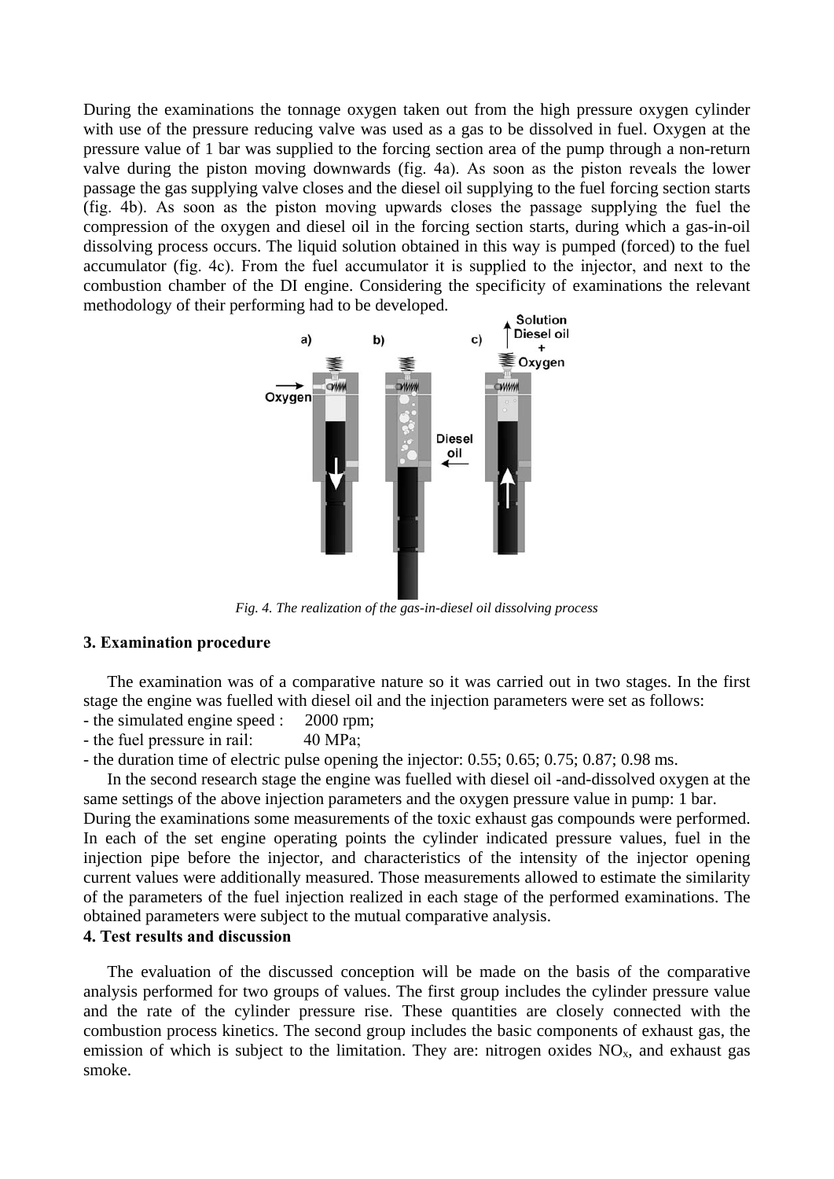During the examinations the tonnage oxygen taken out from the high pressure oxygen cylinder with use of the pressure reducing valve was used as a gas to be dissolved in fuel. Oxygen at the pressure value of 1 bar was supplied to the forcing section area of the pump through a non-return valve during the piston moving downwards (fig. 4a). As soon as the piston reveals the lower passage the gas supplying valve closes and the diesel oil supplying to the fuel forcing section starts (fig. 4b). As soon as the piston moving upwards closes the passage supplying the fuel the compression of the oxygen and diesel oil in the forcing section starts, during which a gas-in-oil dissolving process occurs. The liquid solution obtained in this way is pumped (forced) to the fuel accumulator (fig. 4c). From the fuel accumulator it is supplied to the injector, and next to the combustion chamber of the DI engine. Considering the specificity of examinations the relevant methodology of their performing had to be developed.

*Fig. 4. The realization of the gas-in-diesel oil dissolving process*

## 3. Examination procedure

The examination was of a comparative nature so it was carried out in two stages. In the first stage the engine was fuelled with diesel oil and the injection parameters were set as follows:

- the simulated engine speed : 2000 rpm;
- the fuel pressure in rail: 40 MPa;
- the duration time of electric pulse opening the injector: 0.55; 0.65; 0.75; 0.87; 0.98 ms.

In the second research stage the engine was fuelled with diesel oil -and-dissolved oxygen at the same settings of the above injection parameters and the oxygen pressure value in pump: 1 bar.

During the examinations some measurements of the toxic exhaust gas compounds were performed. In each of the set engine operating points the cylinder indicated pressure values, fuel in the injection pipe before the injector, and characteristics of the intensity of the injector opening current values were additionally measured. Those measurements allowed to estimate the similarity of the parameters of the fuel injection realized in each stage of the performed examinations. The obtained parameters were subject to the mutual comparative analysis.

## 4. Test results and discussion

The evaluation of the discussed conception will be made on the basis of the comparative analysis performed for two groups of values. The first group includes the cylinder pressure value and the rate of the cylinder pressure rise. These quantities are closely connected with the combustion process kinetics. The second group includes the basic components of exhaust gas, the emission of which is subject to the limitation. They are: nitrogen oxides $NO_x$, and exhaust gas smoke.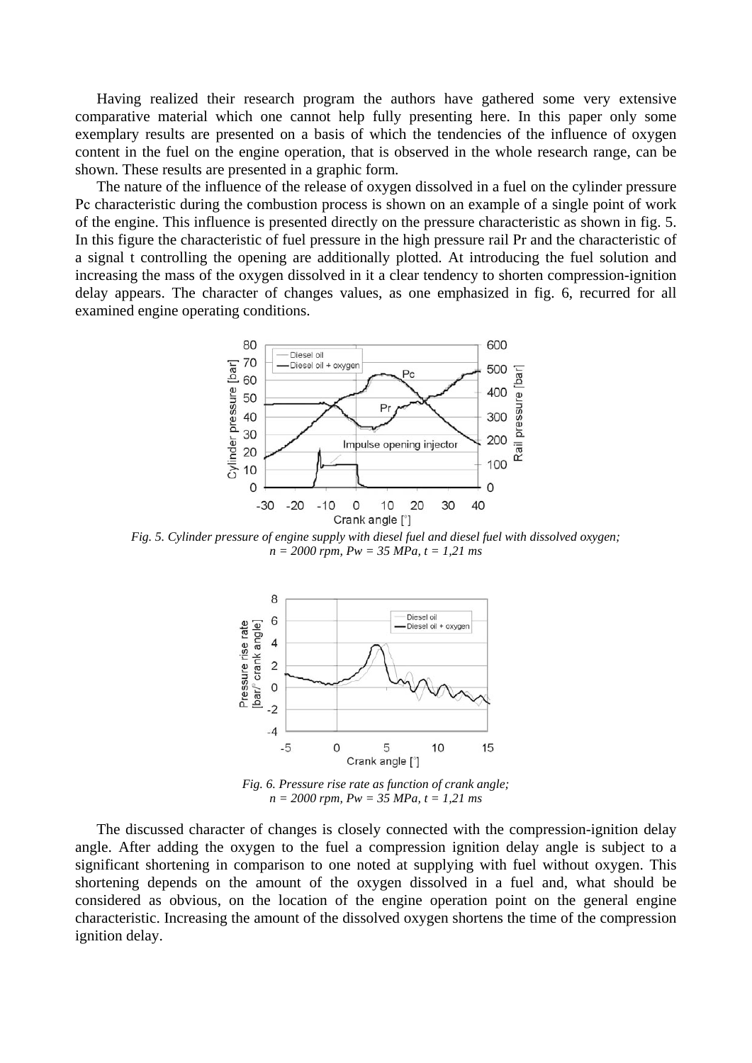Having realized their research program the authors have gathered some very extensive comparative material which one cannot help fully presenting here. In this paper only some exemplary results are presented on a basis of which the tendencies of the influence of oxygen content in the fuel on the engine operation, that is observed in the whole research range, can be shown. These results are presented in a graphic form.

The nature of the influence of the release of oxygen dissolved in a fuel on the cylinder pressure Pc characteristic during the combustion process is shown on an example of a single point of work of the engine. This influence is presented directly on the pressure characteristic as shown in fig. 5. In this figure the characteristic of fuel pressure in the high pressure rail Pr and the characteristic of a signal t controlling the opening are additionally plotted. At introducing the fuel solution and increasing the mass of the oxygen dissolved in it a clear tendency to shorten compression-ignition delay appears. The character of changes values, as one emphasized in fig. 6, recurred for all examined engine operating conditions.

*Fig. 5. Cylinder pressure of engine supply with diesel fuel and diesel fuel with dissolved oxygen; n = 2000 rpm, Pw = 35 MPa, t = 1,21 ms*

*Fig. 6. Pressure rise rate as function of crank angle; n = 2000 rpm, Pw = 35 MPa, t = 1,21 ms*

The discussed character of changes is closely connected with the compression-ignition delay angle. After adding the oxygen to the fuel a compression ignition delay angle is subject to a significant shortening in comparison to one noted at supplying with fuel without oxygen. This shortening depends on the amount of the oxygen dissolved in a fuel and, what should be considered as obvious, on the location of the engine operation point on the general engine characteristic. Increasing the amount of the dissolved oxygen shortens the time of the compression ignition delay.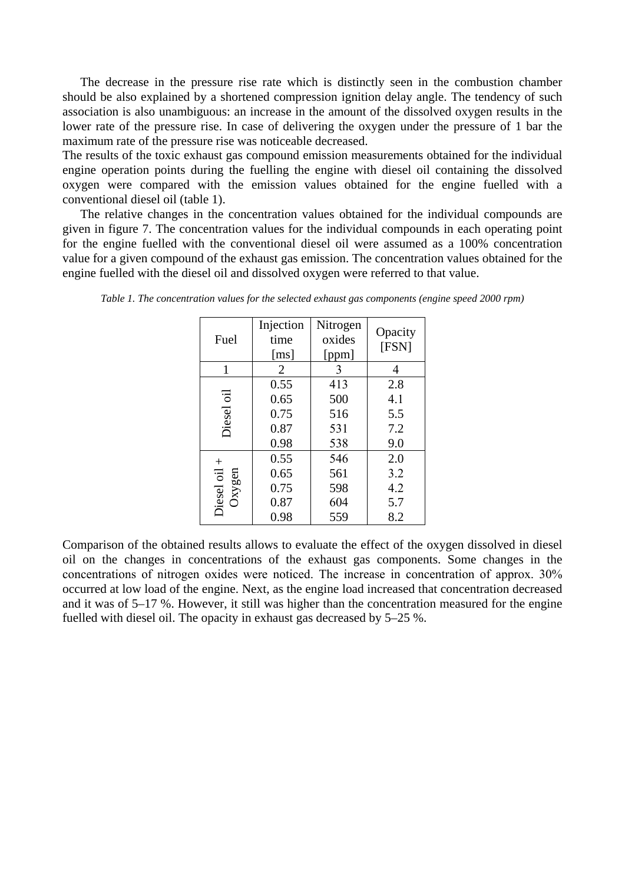The decrease in the pressure rise rate which is distinctly seen in the combustion chamber should be also explained by a shortened compression ignition delay angle. The tendency of such association is also unambiguous: an increase in the amount of the dissolved oxygen results in the lower rate of the pressure rise. In case of delivering the oxygen under the pressure of 1 bar the maximum rate of the pressure rise was noticeable decreased.
The results of the toxic exhaust gas compound emission measurements obtained for the individual engine operation points during the fuelling the engine with diesel oil containing the dissolved oxygen were compared with the emission values obtained for the engine fuelled with a conventional diesel oil (table 1).

The relative changes in the concentration values obtained for the individual compounds are given in figure 7. The concentration values for the individual compounds in each operating point for the engine fuelled with the conventional diesel oil were assumed as a 100% concentration value for a given compound of the exhaust gas emission. The concentration values obtained for the engine fuelled with the diesel oil and dissolved oxygen were referred to that value.

*Table 1. The concentration values for the selected exhaust gas components (engine speed 2000 rpm)*

| Fuel | Injection time [ms] | Nitrogen oxides [ppm] | Opacity [FSN] |
|---|---|---|---|
| 1 | 2 | 3 | 4 |
| Diesel oil | 0.55 | 413 | 2.8 |
| | 0.65 | 500 | 4.1 |
| | 0.75 | 516 | 5.5 |
| | 0.87 | 531 | 7.2 |
| | 0.98 | 538 | 9.0 |
| Diesel oil + Oxygen | 0.55 | 546 | 2.0 |
| | 0.65 | 561 | 3.2 |
| | 0.75 | 598 | 4.2 |
| | 0.87 | 604 | 5.7 |
| | 0.98 | 559 | 8.2 |

Comparison of the obtained results allows to evaluate the effect of the oxygen dissolved in diesel oil on the changes in concentrations of the exhaust gas components. Some changes in the concentrations of nitrogen oxides were noticed. The increase in concentration of approx. 30% occurred at low load of the engine. Next, as the engine load increased that concentration decreased and it was of 5–17 %. However, it still was higher than the concentration measured for the engine fuelled with diesel oil. The opacity in exhaust gas decreased by 5–25 %.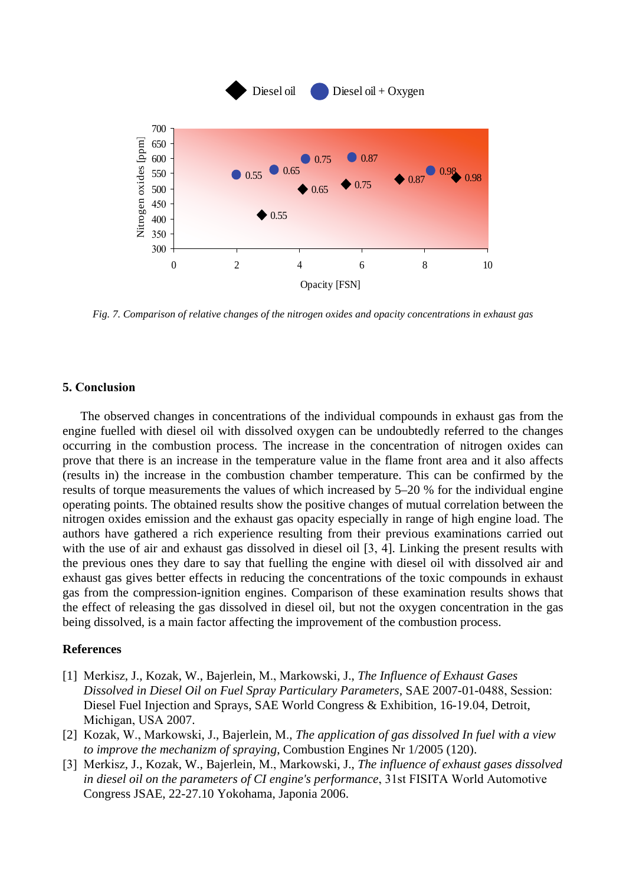Fig. 7. Comparison of relative changes of the nitrogen oxides and opacity concentrations in exhaust gas

### 5. Conclusion

The observed changes in concentrations of the individual compounds in exhaust gas from the engine fuelled with diesel oil with dissolved oxygen can be undoubtedly referred to the changes occurring in the combustion process. The increase in the concentration of nitrogen oxides can prove that there is an increase in the temperature value in the flame front area and it also affects (results in) the increase in the combustion chamber temperature. This can be confirmed by the results of torque measurements the values of which increased by 5–20 % for the individual engine operating points. The obtained results show the positive changes of mutual correlation between the nitrogen oxides emission and the exhaust gas opacity especially in range of high engine load. The authors have gathered a rich experience resulting from their previous examinations carried out with the use of air and exhaust gas dissolved in diesel oil [3, 4]. Linking the present results with the previous ones they dare to say that fuelling the engine with diesel oil with dissolved air and exhaust gas gives better effects in reducing the concentrations of the toxic compounds in exhaust gas from the compression-ignition engines. Comparison of these examination results shows that the effect of releasing the gas dissolved in diesel oil, but not the oxygen concentration in the gas being dissolved, is a main factor affecting the improvement of the combustion process.

### References

[1] Merkisz, J., Kozak, W., Bajerlein, M., Markowski, J., *The Influence of Exhaust Gases Dissolved in Diesel Oil on Fuel Spray Particulary Parameters*, SAE 2007-01-0488, Session: Diesel Fuel Injection and Sprays, SAE World Congress & Exhibition, 16-19.04, Detroit, Michigan, USA 2007.

[2] Kozak, W., Markowski, J., Bajerlein, M., *The application of gas dissolved In fuel with a view to improve the mechanizm of spraying*, Combustion Engines Nr 1/2005 (120).

[3] Merkisz, J., Kozak, W., Bajerlein, M., Markowski, J., *The influence of exhaust gases dissolved in diesel oil on the parameters of CI engine's performance*, 31st FISITA World Automotive Congress JSAE, 22-27.10 Yokohama, Japonia 2006.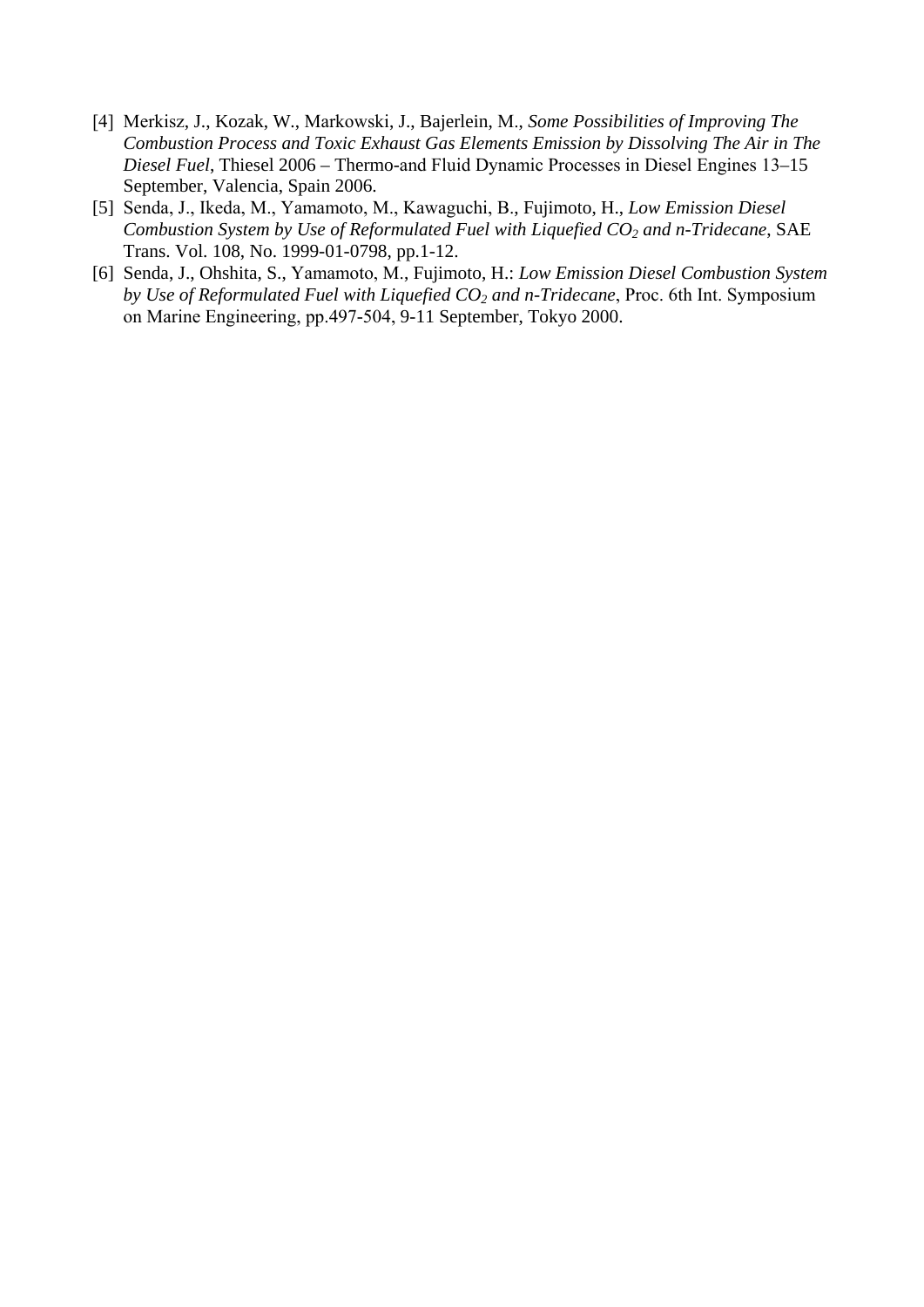[4] Merkisz, J., Kozak, W., Markowski, J., Bajerlein, M., *Some Possibilities of Improving The Combustion Process and Toxic Exhaust Gas Elements Emission by Dissolving The Air in The Diesel Fuel*, Thiesel 2006 – Thermo-and Fluid Dynamic Processes in Diesel Engines 13–15 September, Valencia, Spain 2006.

[5] Senda, J., Ikeda, M., Yamamoto, M., Kawaguchi, B., Fujimoto, H., *Low Emission Diesel Combustion System by Use of Reformulated Fuel with Liquefied $CO_2$ and n-Tridecane*, SAE Trans. Vol. 108, No. 1999-01-0798, pp.1-12.

[6] Senda, J., Ohshita, S., Yamamoto, M., Fujimoto, H.: *Low Emission Diesel Combustion System by Use of Reformulated Fuel with Liquefied $CO_2$ and n-Tridecane*, Proc. 6th Int. Symposium on Marine Engineering, pp.497-504, 9-11 September, Tokyo 2000.